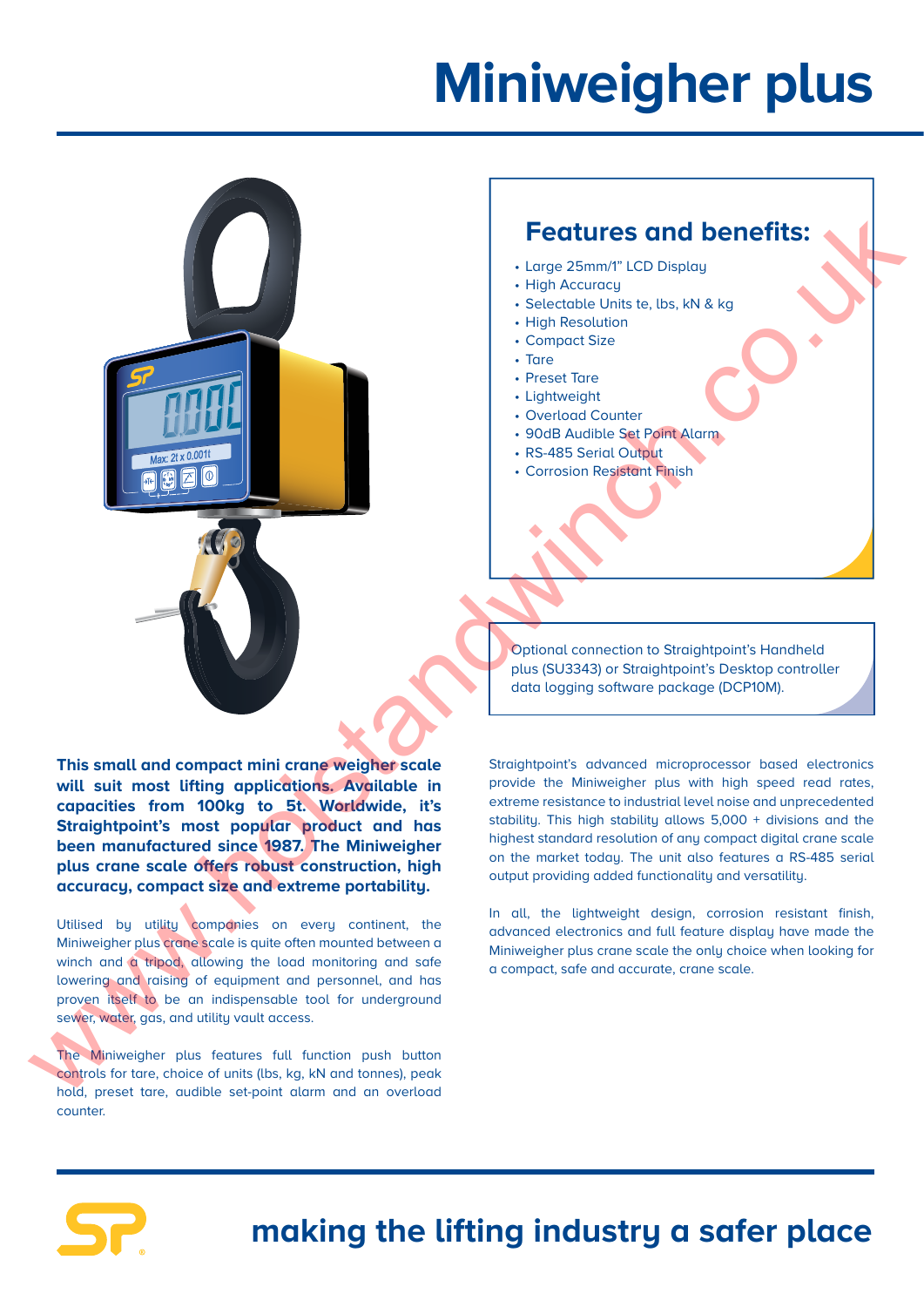# Miniweigher plus

## Features and benefits:

- Large 25mm/1" LCD Display
- High Accuracy
- Selectable Units te, lbs, kN & kg
- High Resolution
- Compact Size
- Tare
- Preset Tare
- Lightweight
- Overload Counter
- 90dB Audible Set Point Alarm
- RS-485 Serial Output
- Corrosion Resistant Finish

Optional connection to Straightpoint's Handheld plus (SU3343) or Straightpoint's Desktop controller data logging software package (DCP10M).

**This small and compact mini crane weigher scale will suit most lifting applications. Available in capacities from 100kg to 5t. Worldwide, it's Straightpoint's most popular product and has been manufactured since 1987. The Miniweigher plus crane scale offers robust construction, high accuracy, compact size and extreme portability.**

Utilised by utility companies on every continent, the Miniweigher plus crane scale is quite often mounted between a winch and a tripod, allowing the load monitoring and safe lowering and raising of equipment and personnel, and has proven itself to be an indispensable tool for underground sewer, water, gas, and utility vault access.

The Miniweigher plus features full function push button controls for tare, choice of units (lbs, kg, kN and tonnes), peak hold, preset tare, audible set-point alarm and an overload counter.

Straightpoint's advanced microprocessor based electronics provide the Miniweigher plus with high speed read rates, extreme resistance to industrial level noise and unprecedented stability. This high stability allows 5,000 + divisions and the highest standard resolution of any compact digital crane scale on the market today. The unit also features a RS-485 serial output providing added functionality and versatility.

In all, the lightweight design, corrosion resistant finish, advanced electronics and full feature display have made the Miniweigher plus crane scale the only choice when looking for a compact, safe and accurate, crane scale.

**making the lifting industry a safer place**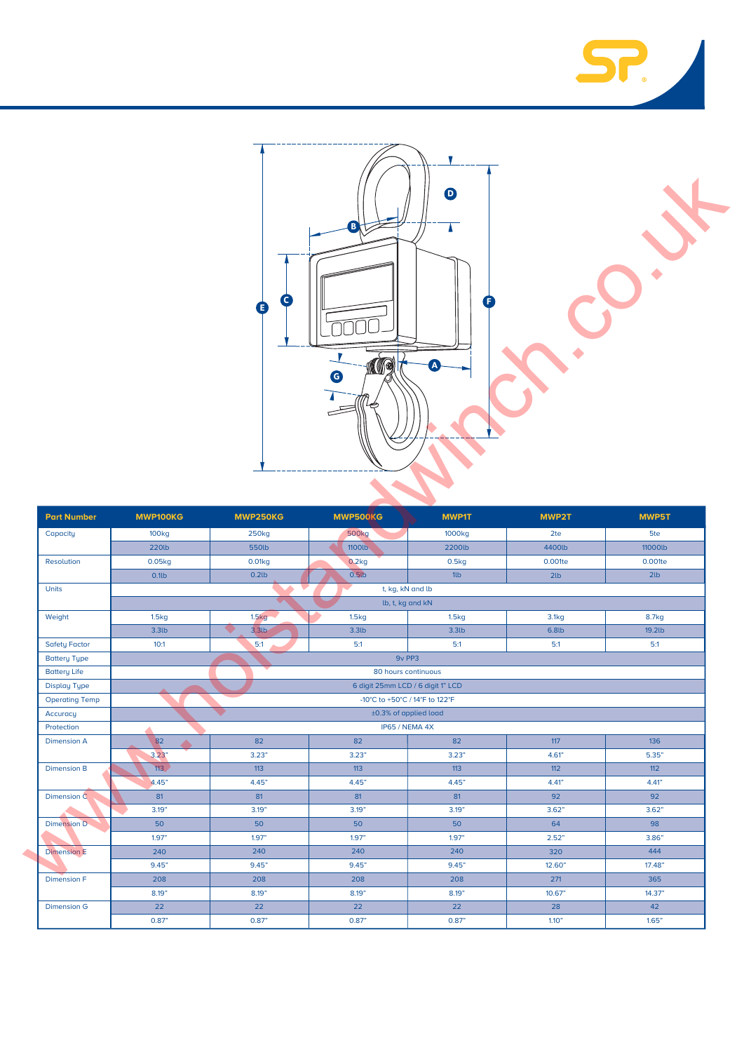| Part Number | MWP100KG | MWP250KG | MWP500KG | MWP1T | MWP2T | MWP5T |
|---|---|---|---|---|---|---|
| Capacity | 100kg | 250kg | 500kg | 1000kg | 2te | 5te |
| | 220lb | 550lb | 1100lb | 2200lb | 4400lb | 11000lb |
| Resolution | 0.05kg | 0.01kg | 0.2kg | 0.5kg | 0.001te | 0.001te |
| | 0.1lb | 0.2lb | 0.5lb | 1lb | 2lb | 2lb |
| Units | t, kg, kN and lb | | | | | |
| | lb, t, kg and kN | | | | | |
| Weight | 1.5kg | 1.5kg | 1.5kg | 1.5kg | 3.1kg | 8.7kg |
| | 3.3lb | 3.3lb | 3.3lb | 3.3lb | 6.8lb | 19.2lb |
| Safety Factor | 10:1 | 5:1 | 5:1 | 5:1 | 5:1 | 5:1 |
| Battery Type | 9v PP3 | | | | | |
| Battery Life | 80 hours continuous | | | | | |
| Display Type | 6 digit 25mm LCD / 6 digit 1" LCD | | | | | |
| Operating Temp | -10°C to +50°C / 14°F to 122°F | | | | | |
| Accuracy | ±0.3% of applied load | | | | | |
| Protection | IP65 / NEMA 4X | | | | | |
| Dimension A | 82 | 82 | 82 | 82 | 117 | 136 |
| | 3.23" | 3.23" | 3.23" | 3.23" | 4.61" | 5.35" |
| Dimension B | 113 | 113 | 113 | 113 | 112 | 112 |
| | 4.45" | 4.45" | 4.45" | 4.45" | 4.41" | 4.41" |
| Dimension C | 81 | 81 | 81 | 81 | 92 | 92 |
| | 3.19" | 3.19" | 3.19" | 3.19" | 3.62" | 3.62" |
| Dimension D | 50 | 50 | 50 | 50 | 64 | 98 |
| | 1.97" | 1.97" | 1.97" | 1.97" | 2.52" | 3.86" |
| Dimension E | 240 | 240 | 240 | 240 | 320 | 444 |
| | 9.45" | 9.45" | 9.45" | 9.45" | 12.60" | 17.48" |
| Dimension F | 208 | 208 | 208 | 208 | 271 | 365 |
| | 8.19" | 8.19" | 8.19" | 8.19" | 10.67" | 14.37" |
| Dimension G | 22 | 22 | 22 | 22 | 28 | 42 |
| | 0.87" | 0.87" | 0.87" | 0.87" | 1.10" | 1.65" |